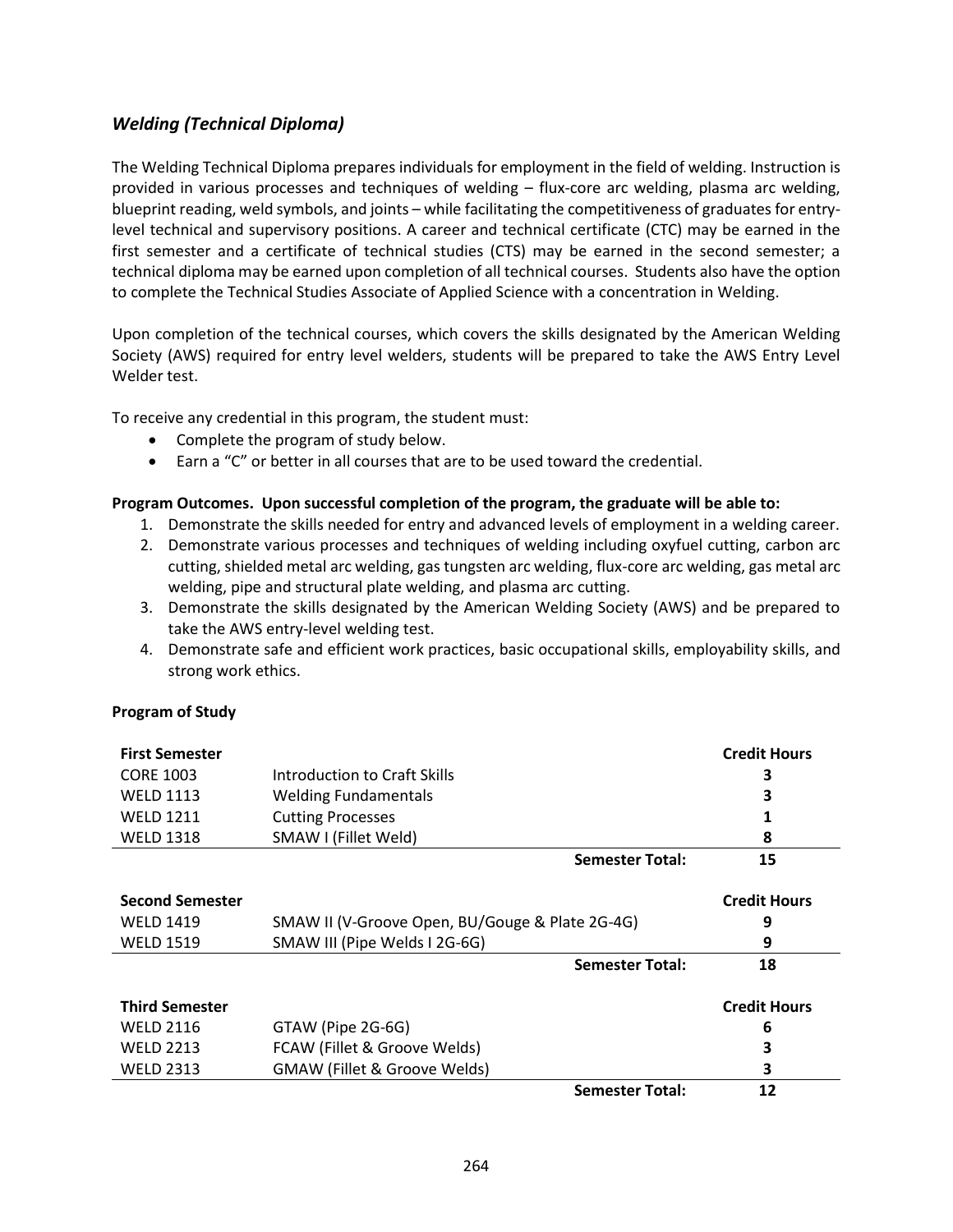## *Welding (Technical Diploma)*

The Welding Technical Diploma prepares individuals for employment in the field of welding. Instruction is provided in various processes and techniques of welding – flux-core arc welding, plasma arc welding, blueprint reading, weld symbols, and joints – while facilitating the competitiveness of graduates for entry-level technical and supervisory positions. A career and technical certificate (CTC) may be earned in the first semester and a certificate of technical studies (CTS) may be earned in the second semester; a technical diploma may be earned upon completion of all technical courses. Students also have the option to complete the Technical Studies Associate of Applied Science with a concentration in Welding.

Upon completion of the technical courses, which covers the skills designated by the American Welding Society (AWS) required for entry level welders, students will be prepared to take the AWS Entry Level Welder test.

To receive any credential in this program, the student must:

- Complete the program of study below.
- Earn a "C" or better in all courses that are to be used toward the credential.

**Program Outcomes. Upon successful completion of the program, the graduate will be able to:**

1. Demonstrate the skills needed for entry and advanced levels of employment in a welding career.
2. Demonstrate various processes and techniques of welding including oxyfuel cutting, carbon arc cutting, shielded metal arc welding, gas tungsten arc welding, flux-core arc welding, gas metal arc welding, pipe and structural plate welding, and plasma arc cutting.
3. Demonstrate the skills designated by the American Welding Society (AWS) and be prepared to take the AWS entry-level welding test.
4. Demonstrate safe and efficient work practices, basic occupational skills, employability skills, and strong work ethics.

**Program of Study**

| **First Semester** | | **Credit Hours** |
|---|---|---|
| CORE 1003 | Introduction to Craft Skills | 3 |
| WELD 1113 | Welding Fundamentals | 3 |
| WELD 1211 | Cutting Processes | 1 |
| WELD 1318 | SMAW I (Fillet Weld) | 8 |
| | **Semester Total:** | **15** |

| **Second Semester** | | **Credit Hours** |
|---|---|---|
| WELD 1419 | SMAW II (V-Groove Open, BU/Gouge & Plate 2G-4G) | 9 |
| WELD 1519 | SMAW III (Pipe Welds I 2G-6G) | 9 |
| | **Semester Total:** | **18** |

| **Third Semester** | | **Credit Hours** |
|---|---|---|
| WELD 2116 | GTAW (Pipe 2G-6G) | 6 |
| WELD 2213 | FCAW (Fillet & Groove Welds) | 3 |
| WELD 2313 | GMAW (Fillet & Groove Welds) | 3 |
| | **Semester Total:** | **12** |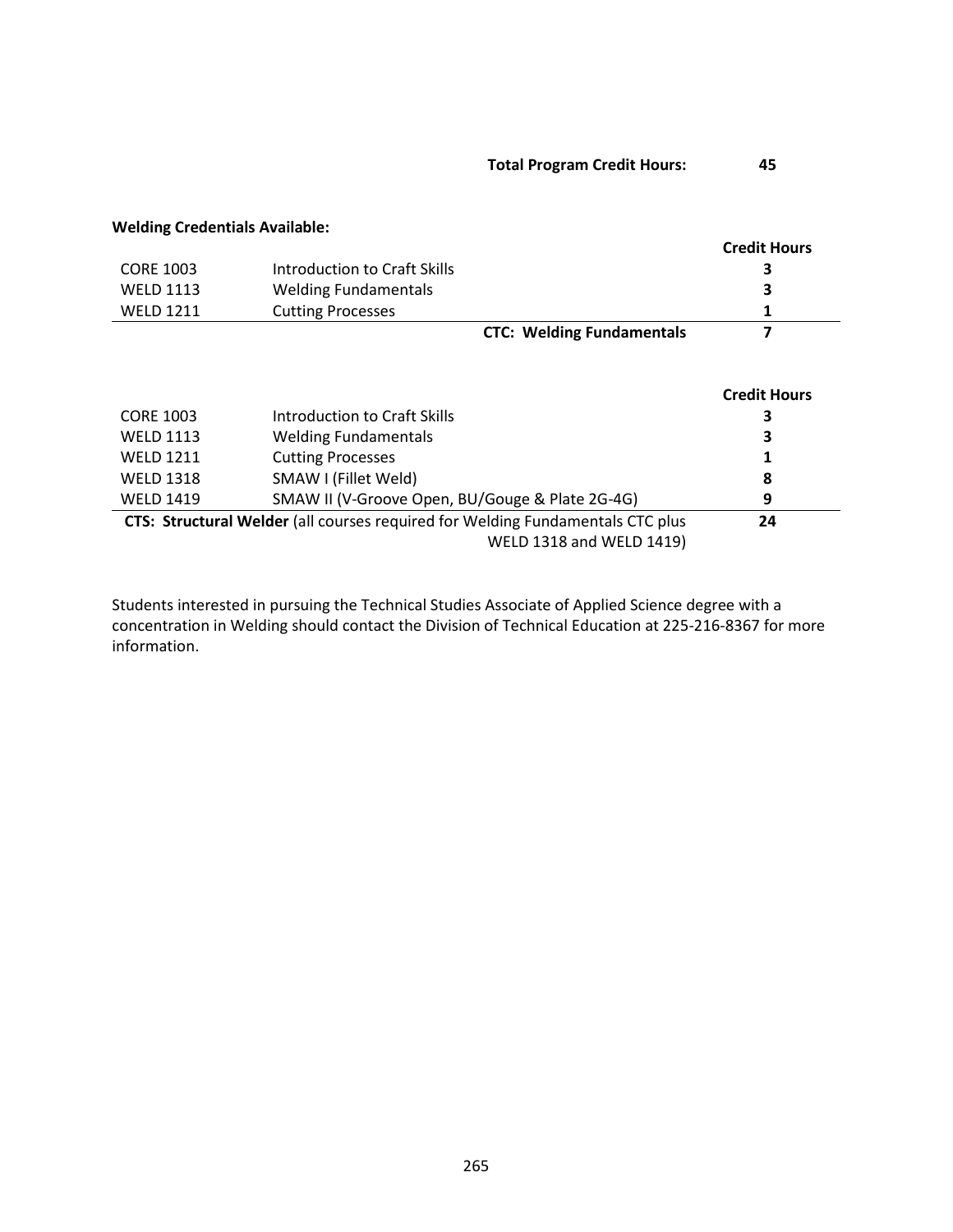**Total Program Credit Hours: 45**

**Welding Credentials Available:**

| | | Credit Hours |
|---|---|---|
| CORE 1003 | Introduction to Craft Skills | 3 |
| WELD 1113 | Welding Fundamentals | 3 |
| WELD 1211 | Cutting Processes | 1 |
| | **CTC: Welding Fundamentals** | **7** |

| | | Credit Hours |
|---|---|---|
| CORE 1003 | Introduction to Craft Skills | 3 |
| WELD 1113 | Welding Fundamentals | 3 |
| WELD 1211 | Cutting Processes | 1 |
| WELD 1318 | SMAW I (Fillet Weld) | 8 |
| WELD 1419 | SMAW II (V-Groove Open, BU/Gouge & Plate 2G-4G) | 9 |
| **CTS: Structural Welder** (all courses required for Welding Fundamentals CTC plus WELD 1318 and WELD 1419) | | **24** |

Students interested in pursuing the Technical Studies Associate of Applied Science degree with a concentration in Welding should contact the Division of Technical Education at 225-216-8367 for more information.